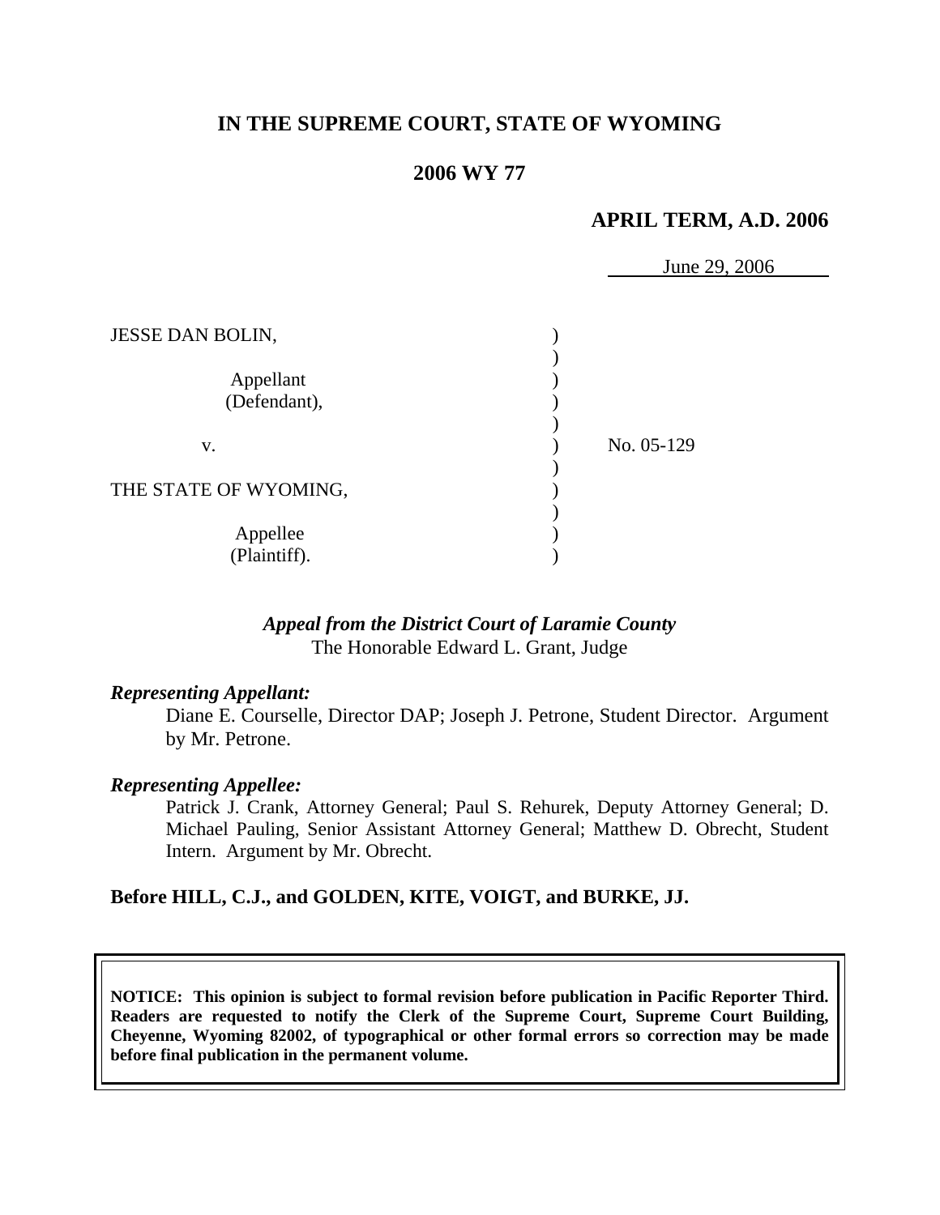# IN THE SUPREME COURT, STATE OF WYOMING

## 2006 WY 77

### APRIL TERM, A.D. 2006

June 29, 2006

| | | |
|---|---|---|
| JESSE DAN BOLIN, Appellant (Defendant), | ) | |
| v. | ) | No. 05-129 |
| THE STATE OF WYOMING, Appellee (Plaintiff). | ) | |

***Appeal from the District Court of Laramie County***
The Honorable Edward L. Grant, Judge

***Representing Appellant:***

Diane E. Courselle, Director DAP; Joseph J. Petrone, Student Director. Argument by Mr. Petrone.

***Representing Appellee:***

Patrick J. Crank, Attorney General; Paul S. Rehurek, Deputy Attorney General; D. Michael Pauling, Senior Assistant Attorney General; Matthew D. Obrecht, Student Intern. Argument by Mr. Obrecht.

**Before HILL, C.J., and GOLDEN, KITE, VOIGT, and BURKE, JJ.**

**NOTICE: This opinion is subject to formal revision before publication in Pacific Reporter Third. Readers are requested to notify the Clerk of the Supreme Court, Supreme Court Building, Cheyenne, Wyoming 82002, of typographical or other formal errors so correction may be made before final publication in the permanent volume.**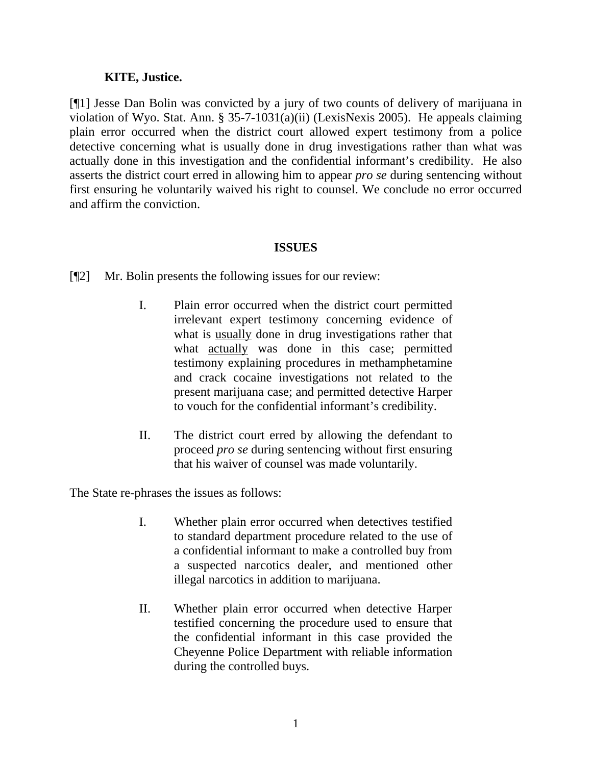**KITE, Justice.**

[¶1] Jesse Dan Bolin was convicted by a jury of two counts of delivery of marijuana in violation of Wyo. Stat. Ann. § 35-7-1031(a)(ii) (LexisNexis 2005). He appeals claiming plain error occurred when the district court allowed expert testimony from a police detective concerning what is usually done in drug investigations rather than what was actually done in this investigation and the confidential informant's credibility. He also asserts the district court erred in allowing him to appear *pro se* during sentencing without first ensuring he voluntarily waived his right to counsel. We conclude no error occurred and affirm the conviction.

## ISSUES

[¶2] Mr. Bolin presents the following issues for our review:

> I. Plain error occurred when the district court permitted irrelevant expert testimony concerning evidence of what is <u>usually</u> done in drug investigations rather that what <u>actually</u> was done in this case; permitted testimony explaining procedures in methamphetamine and crack cocaine investigations not related to the present marijuana case; and permitted detective Harper to vouch for the confidential informant's credibility.
>
> II. The district court erred by allowing the defendant to proceed *pro se* during sentencing without first ensuring that his waiver of counsel was made voluntarily.

The State re-phrases the issues as follows:

> I. Whether plain error occurred when detectives testified to standard department procedure related to the use of a confidential informant to make a controlled buy from a suspected narcotics dealer, and mentioned other illegal narcotics in addition to marijuana.
>
> II. Whether plain error occurred when detective Harper testified concerning the procedure used to ensure that the confidential informant in this case provided the Cheyenne Police Department with reliable information during the controlled buys.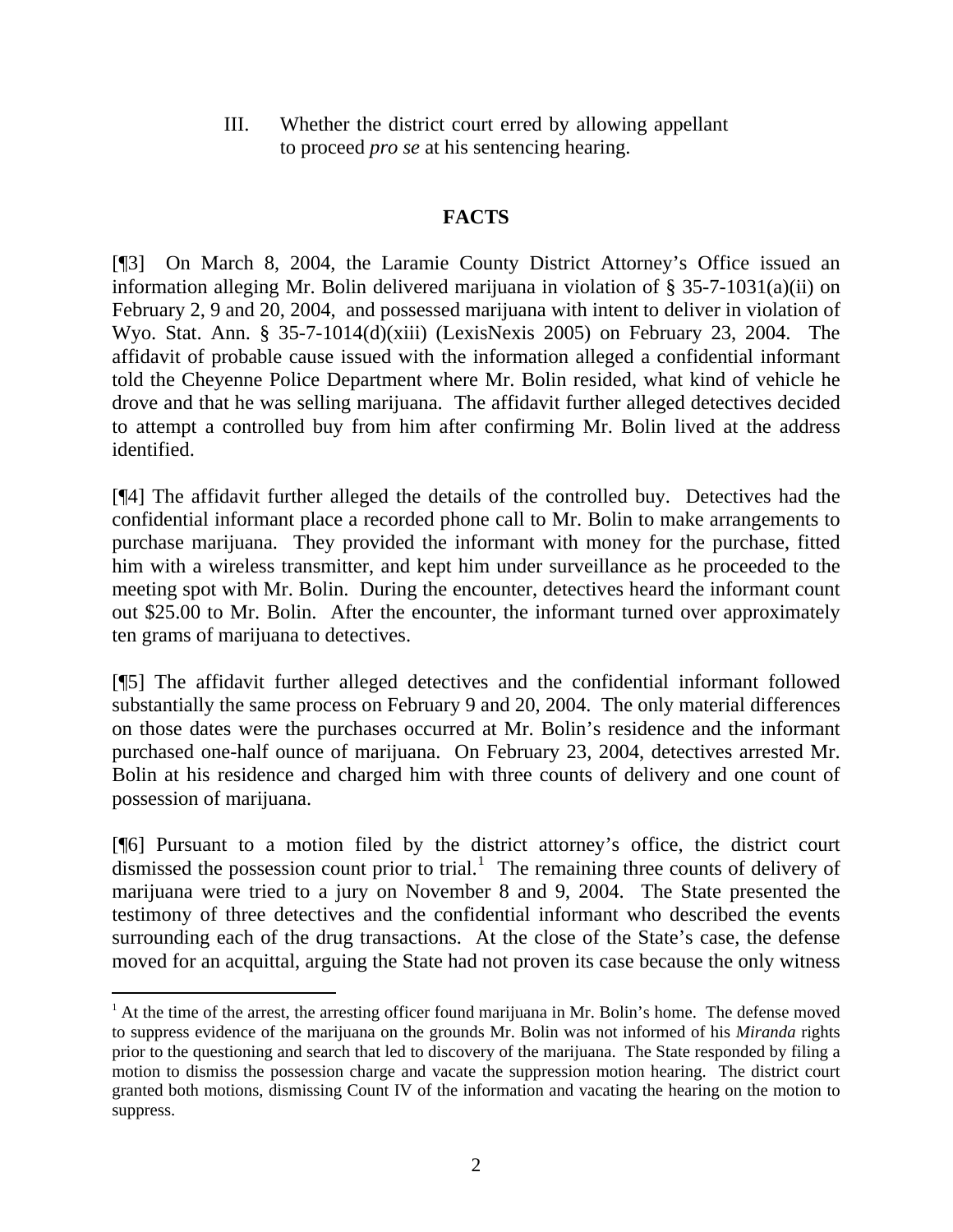III. Whether the district court erred by allowing appellant to proceed *pro se* at his sentencing hearing.

## FACTS

[¶3] On March 8, 2004, the Laramie County District Attorney's Office issued an information alleging Mr. Bolin delivered marijuana in violation of § 35-7-1031(a)(ii) on February 2, 9 and 20, 2004, and possessed marijuana with intent to deliver in violation of Wyo. Stat. Ann. § 35-7-1014(d)(xiii) (LexisNexis 2005) on February 23, 2004. The affidavit of probable cause issued with the information alleged a confidential informant told the Cheyenne Police Department where Mr. Bolin resided, what kind of vehicle he drove and that he was selling marijuana. The affidavit further alleged detectives decided to attempt a controlled buy from him after confirming Mr. Bolin lived at the address identified.

[¶4] The affidavit further alleged the details of the controlled buy. Detectives had the confidential informant place a recorded phone call to Mr. Bolin to make arrangements to purchase marijuana. They provided the informant with money for the purchase, fitted him with a wireless transmitter, and kept him under surveillance as he proceeded to the meeting spot with Mr. Bolin. During the encounter, detectives heard the informant count out $25.00 to Mr. Bolin. After the encounter, the informant turned over approximately ten grams of marijuana to detectives.

[¶5] The affidavit further alleged detectives and the confidential informant followed substantially the same process on February 9 and 20, 2004. The only material differences on those dates were the purchases occurred at Mr. Bolin's residence and the informant purchased one-half ounce of marijuana. On February 23, 2004, detectives arrested Mr. Bolin at his residence and charged him with three counts of delivery and one count of possession of marijuana.

[¶6] Pursuant to a motion filed by the district attorney's office, the district court dismissed the possession count prior to trial.[1] The remaining three counts of delivery of marijuana were tried to a jury on November 8 and 9, 2004. The State presented the testimony of three detectives and the confidential informant who described the events surrounding each of the drug transactions. At the close of the State's case, the defense moved for an acquittal, arguing the State had not proven its case because the only witness

---

[1] At the time of the arrest, the arresting officer found marijuana in Mr. Bolin's home. The defense moved to suppress evidence of the marijuana on the grounds Mr. Bolin was not informed of his *Miranda* rights prior to the questioning and search that led to discovery of the marijuana. The State responded by filing a motion to dismiss the possession charge and vacate the suppression motion hearing. The district court granted both motions, dismissing Count IV of the information and vacating the hearing on the motion to suppress.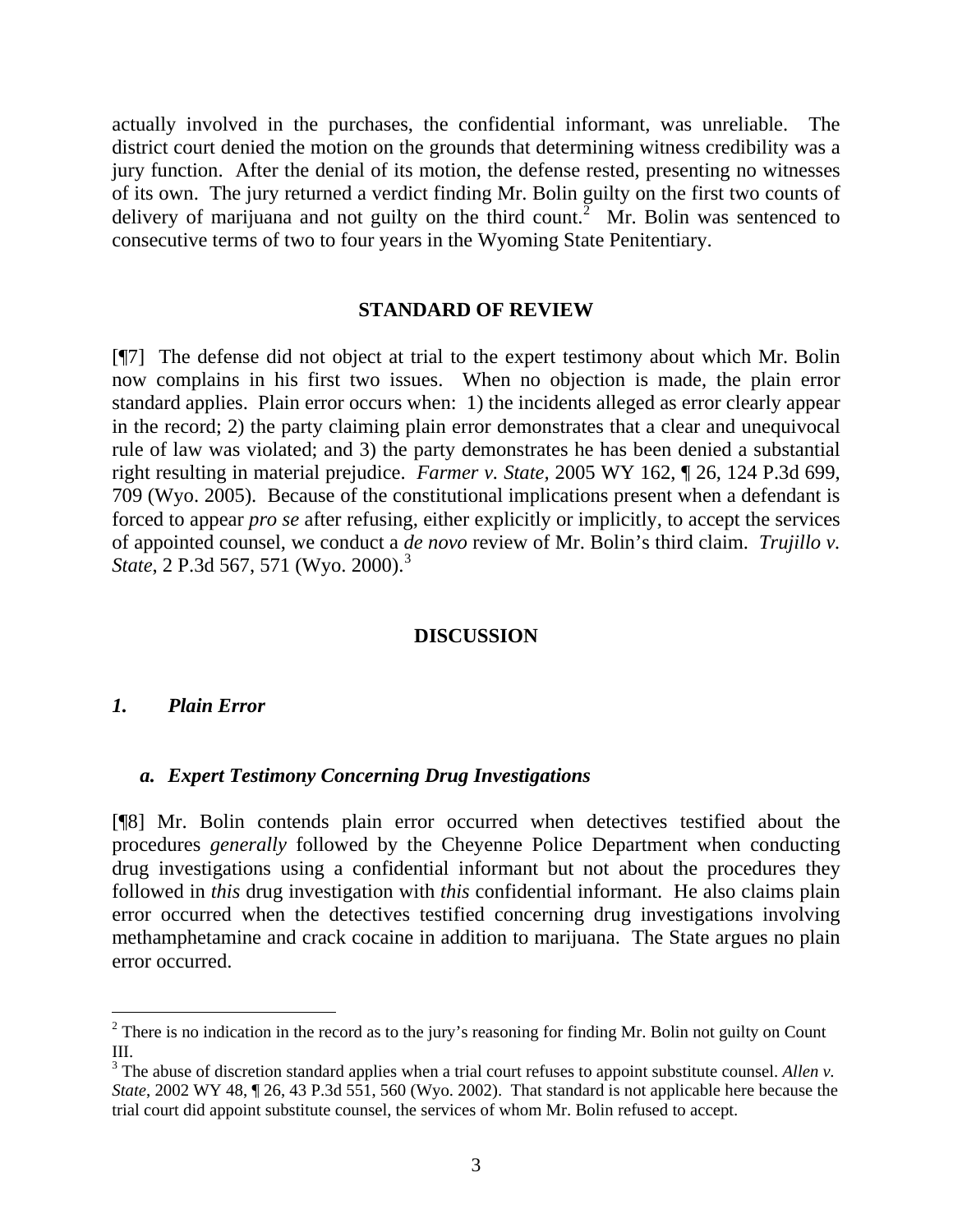actually involved in the purchases, the confidential informant, was unreliable. The district court denied the motion on the grounds that determining witness credibility was a jury function. After the denial of its motion, the defense rested, presenting no witnesses of its own. The jury returned a verdict finding Mr. Bolin guilty on the first two counts of delivery of marijuana and not guilty on the third count.[2] Mr. Bolin was sentenced to consecutive terms of two to four years in the Wyoming State Penitentiary.

## STANDARD OF REVIEW

[¶7] The defense did not object at trial to the expert testimony about which Mr. Bolin now complains in his first two issues. When no objection is made, the plain error standard applies. Plain error occurs when: 1) the incidents alleged as error clearly appear in the record; 2) the party claiming plain error demonstrates that a clear and unequivocal rule of law was violated; and 3) the party demonstrates he has been denied a substantial right resulting in material prejudice. *Farmer v. State*, 2005 WY 162, ¶ 26, 124 P.3d 699, 709 (Wyo. 2005). Because of the constitutional implications present when a defendant is forced to appear *pro se* after refusing, either explicitly or implicitly, to accept the services of appointed counsel, we conduct a *de novo* review of Mr. Bolin's third claim. *Trujillo v. State*, 2 P.3d 567, 571 (Wyo. 2000).[3]

## DISCUSSION

### *1. Plain Error*

#### *a. Expert Testimony Concerning Drug Investigations*

[¶8] Mr. Bolin contends plain error occurred when detectives testified about the procedures *generally* followed by the Cheyenne Police Department when conducting drug investigations using a confidential informant but not about the procedures they followed in *this* drug investigation with *this* confidential informant. He also claims plain error occurred when the detectives testified concerning drug investigations involving methamphetamine and crack cocaine in addition to marijuana. The State argues no plain error occurred.

---

[2] There is no indication in the record as to the jury's reasoning for finding Mr. Bolin not guilty on Count III.

[3] The abuse of discretion standard applies when a trial court refuses to appoint substitute counsel. *Allen v. State*, 2002 WY 48, ¶ 26, 43 P.3d 551, 560 (Wyo. 2002). That standard is not applicable here because the trial court did appoint substitute counsel, the services of whom Mr. Bolin refused to accept.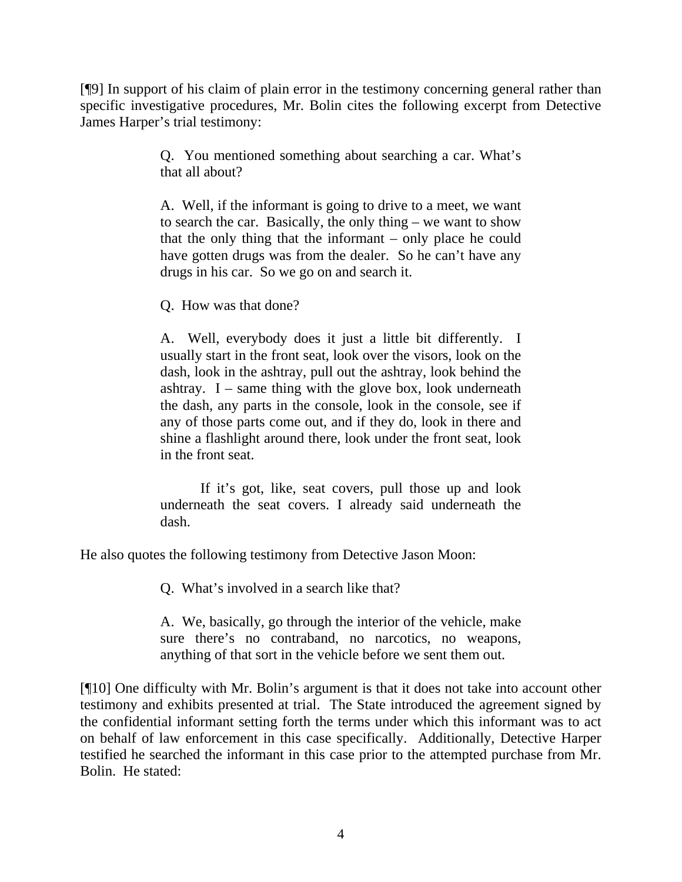[¶9] In support of his claim of plain error in the testimony concerning general rather than specific investigative procedures, Mr. Bolin cites the following excerpt from Detective James Harper's trial testimony:

> Q. You mentioned something about searching a car. What's that all about?
>
> A. Well, if the informant is going to drive to a meet, we want to search the car. Basically, the only thing – we want to show that the only thing that the informant – only place he could have gotten drugs was from the dealer. So he can't have any drugs in his car. So we go on and search it.
>
> Q. How was that done?
>
> A. Well, everybody does it just a little bit differently. I usually start in the front seat, look over the visors, look on the dash, look in the ashtray, pull out the ashtray, look behind the ashtray. I – same thing with the glove box, look underneath the dash, any parts in the console, look in the console, see if any of those parts come out, and if they do, look in there and shine a flashlight around there, look under the front seat, look in the front seat.
>
> If it's got, like, seat covers, pull those up and look underneath the seat covers. I already said underneath the dash.

He also quotes the following testimony from Detective Jason Moon:

> Q. What's involved in a search like that?
>
> A. We, basically, go through the interior of the vehicle, make sure there's no contraband, no narcotics, no weapons, anything of that sort in the vehicle before we sent them out.

[¶10] One difficulty with Mr. Bolin's argument is that it does not take into account other testimony and exhibits presented at trial. The State introduced the agreement signed by the confidential informant setting forth the terms under which this informant was to act on behalf of law enforcement in this case specifically. Additionally, Detective Harper testified he searched the informant in this case prior to the attempted purchase from Mr. Bolin. He stated: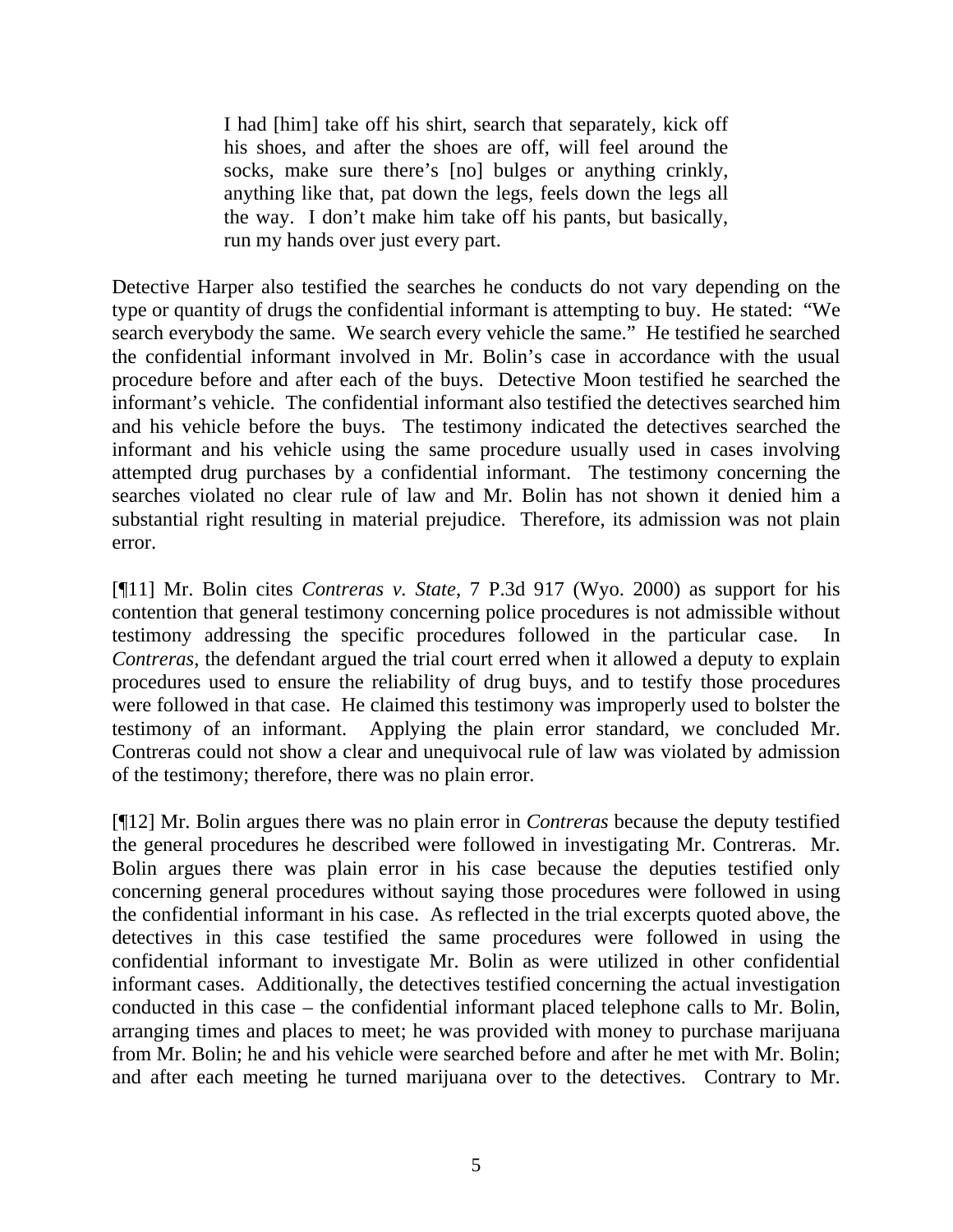> I had [him] take off his shirt, search that separately, kick off his shoes, and after the shoes are off, will feel around the socks, make sure there's [no] bulges or anything crinkly, anything like that, pat down the legs, feels down the legs all the way. I don't make him take off his pants, but basically, run my hands over just every part.

Detective Harper also testified the searches he conducts do not vary depending on the type or quantity of drugs the confidential informant is attempting to buy. He stated: "We search everybody the same. We search every vehicle the same." He testified he searched the confidential informant involved in Mr. Bolin's case in accordance with the usual procedure before and after each of the buys. Detective Moon testified he searched the informant's vehicle. The confidential informant also testified the detectives searched him and his vehicle before the buys. The testimony indicated the detectives searched the informant and his vehicle using the same procedure usually used in cases involving attempted drug purchases by a confidential informant. The testimony concerning the searches violated no clear rule of law and Mr. Bolin has not shown it denied him a substantial right resulting in material prejudice. Therefore, its admission was not plain error.

[¶11] Mr. Bolin cites *Contreras v. State*, 7 P.3d 917 (Wyo. 2000) as support for his contention that general testimony concerning police procedures is not admissible without testimony addressing the specific procedures followed in the particular case. In *Contreras*, the defendant argued the trial court erred when it allowed a deputy to explain procedures used to ensure the reliability of drug buys, and to testify those procedures were followed in that case. He claimed this testimony was improperly used to bolster the testimony of an informant. Applying the plain error standard, we concluded Mr. Contreras could not show a clear and unequivocal rule of law was violated by admission of the testimony; therefore, there was no plain error.

[¶12] Mr. Bolin argues there was no plain error in *Contreras* because the deputy testified the general procedures he described were followed in investigating Mr. Contreras. Mr. Bolin argues there was plain error in his case because the deputies testified only concerning general procedures without saying those procedures were followed in using the confidential informant in his case. As reflected in the trial excerpts quoted above, the detectives in this case testified the same procedures were followed in using the confidential informant to investigate Mr. Bolin as were utilized in other confidential informant cases. Additionally, the detectives testified concerning the actual investigation conducted in this case – the confidential informant placed telephone calls to Mr. Bolin, arranging times and places to meet; he was provided with money to purchase marijuana from Mr. Bolin; he and his vehicle were searched before and after he met with Mr. Bolin; and after each meeting he turned marijuana over to the detectives. Contrary to Mr.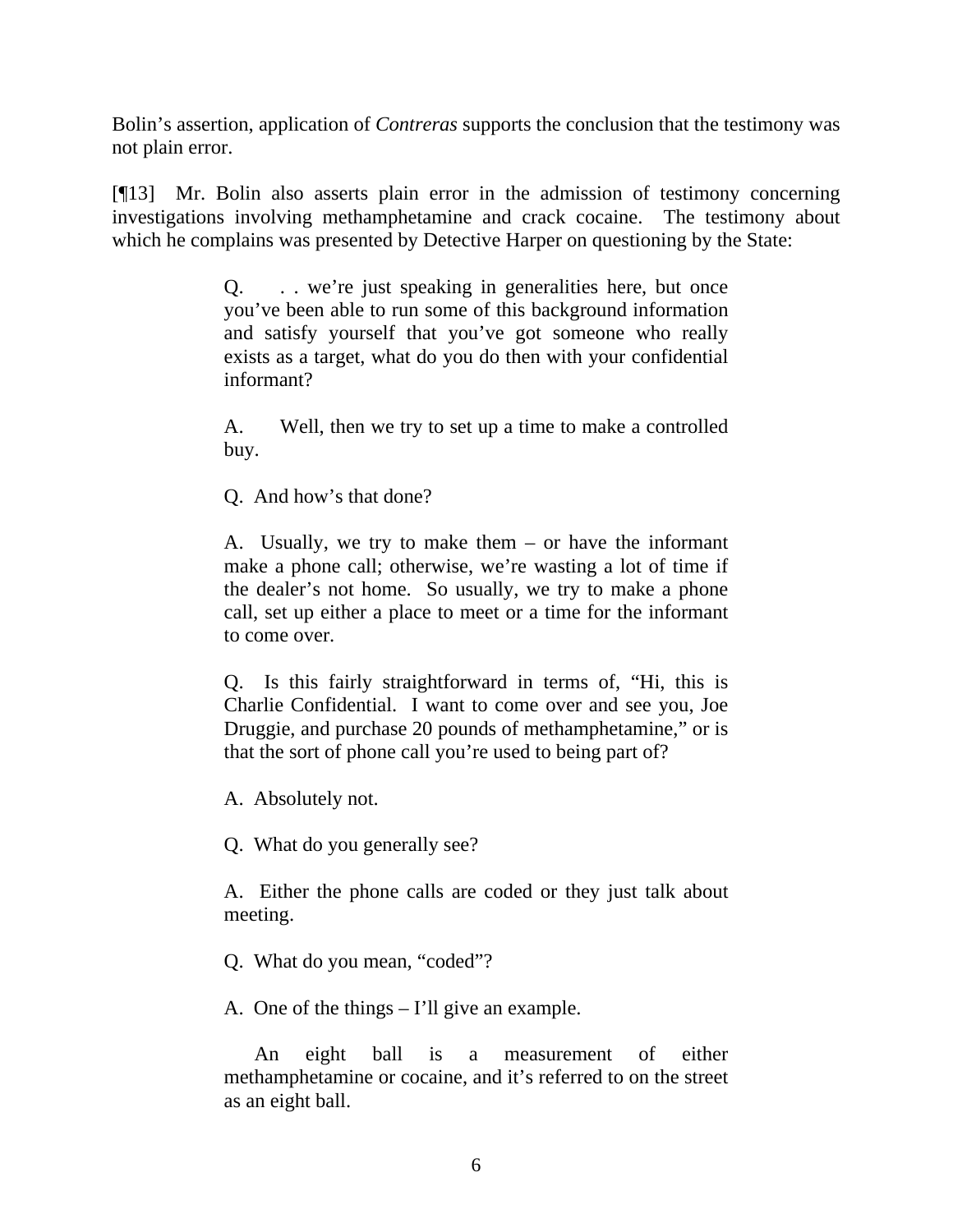Bolin's assertion, application of *Contreras* supports the conclusion that the testimony was not plain error.

[¶13] Mr. Bolin also asserts plain error in the admission of testimony concerning investigations involving methamphetamine and crack cocaine. The testimony about which he complains was presented by Detective Harper on questioning by the State:

> Q. . . we're just speaking in generalities here, but once you've been able to run some of this background information and satisfy yourself that you've got someone who really exists as a target, what do you do then with your confidential informant?
>
> A. Well, then we try to set up a time to make a controlled buy.
>
> Q. And how's that done?
>
> A. Usually, we try to make them – or have the informant make a phone call; otherwise, we're wasting a lot of time if the dealer's not home. So usually, we try to make a phone call, set up either a place to meet or a time for the informant to come over.
>
> Q. Is this fairly straightforward in terms of, "Hi, this is Charlie Confidential. I want to come over and see you, Joe Druggie, and purchase 20 pounds of methamphetamine," or is that the sort of phone call you're used to being part of?
>
> A. Absolutely not.
>
> Q. What do you generally see?
>
> A. Either the phone calls are coded or they just talk about meeting.
>
> Q. What do you mean, "coded"?
>
> A. One of the things – I'll give an example.
>
> An eight ball is a measurement of either methamphetamine or cocaine, and it's referred to on the street as an eight ball.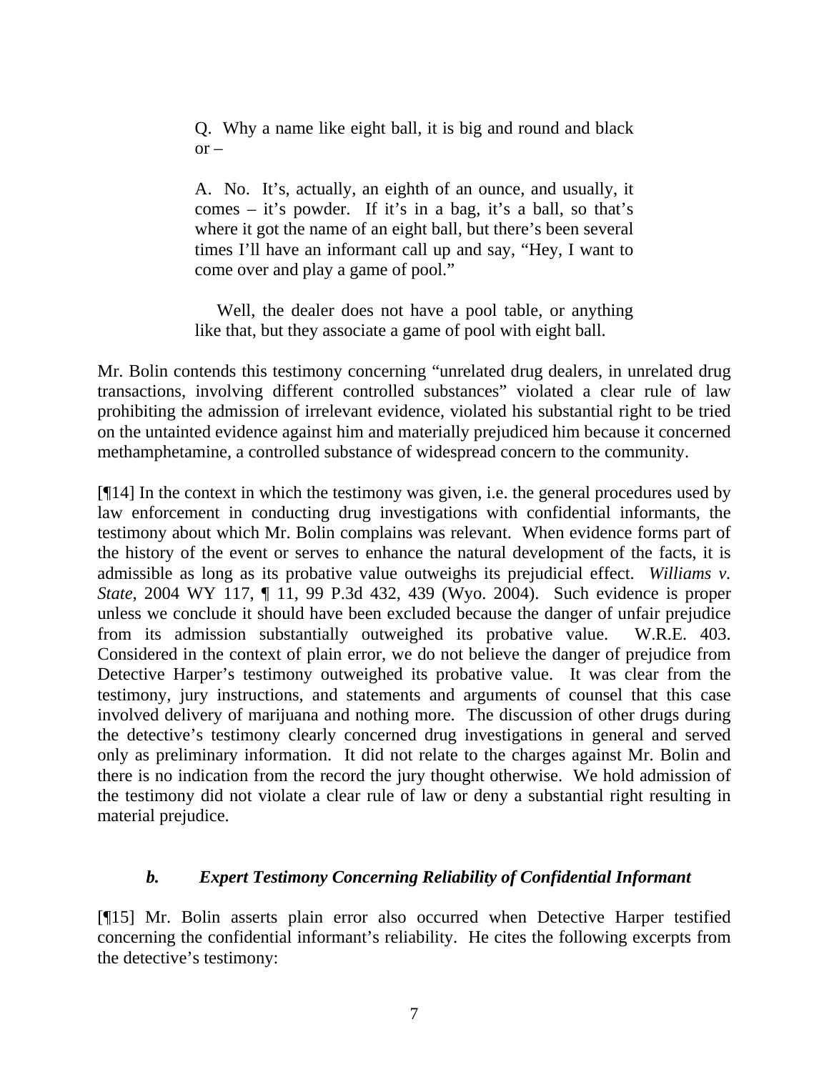> Q. Why a name like eight ball, it is big and round and black or –
>
> A. No. It's, actually, an eighth of an ounce, and usually, it comes – it's powder. If it's in a bag, it's a ball, so that's where it got the name of an eight ball, but there's been several times I'll have an informant call up and say, "Hey, I want to come over and play a game of pool."
>
> Well, the dealer does not have a pool table, or anything like that, but they associate a game of pool with eight ball.

Mr. Bolin contends this testimony concerning "unrelated drug dealers, in unrelated drug transactions, involving different controlled substances" violated a clear rule of law prohibiting the admission of irrelevant evidence, violated his substantial right to be tried on the untainted evidence against him and materially prejudiced him because it concerned methamphetamine, a controlled substance of widespread concern to the community.

[¶14] In the context in which the testimony was given, i.e. the general procedures used by law enforcement in conducting drug investigations with confidential informants, the testimony about which Mr. Bolin complains was relevant. When evidence forms part of the history of the event or serves to enhance the natural development of the facts, it is admissible as long as its probative value outweighs its prejudicial effect. *Williams v. State*, 2004 WY 117, ¶ 11, 99 P.3d 432, 439 (Wyo. 2004). Such evidence is proper unless we conclude it should have been excluded because the danger of unfair prejudice from its admission substantially outweighed its probative value. W.R.E. 403. Considered in the context of plain error, we do not believe the danger of prejudice from Detective Harper's testimony outweighed its probative value. It was clear from the testimony, jury instructions, and statements and arguments of counsel that this case involved delivery of marijuana and nothing more. The discussion of other drugs during the detective's testimony clearly concerned drug investigations in general and served only as preliminary information. It did not relate to the charges against Mr. Bolin and there is no indication from the record the jury thought otherwise. We hold admission of the testimony did not violate a clear rule of law or deny a substantial right resulting in material prejudice.

### *b. Expert Testimony Concerning Reliability of Confidential Informant*

[¶15] Mr. Bolin asserts plain error also occurred when Detective Harper testified concerning the confidential informant's reliability. He cites the following excerpts from the detective's testimony: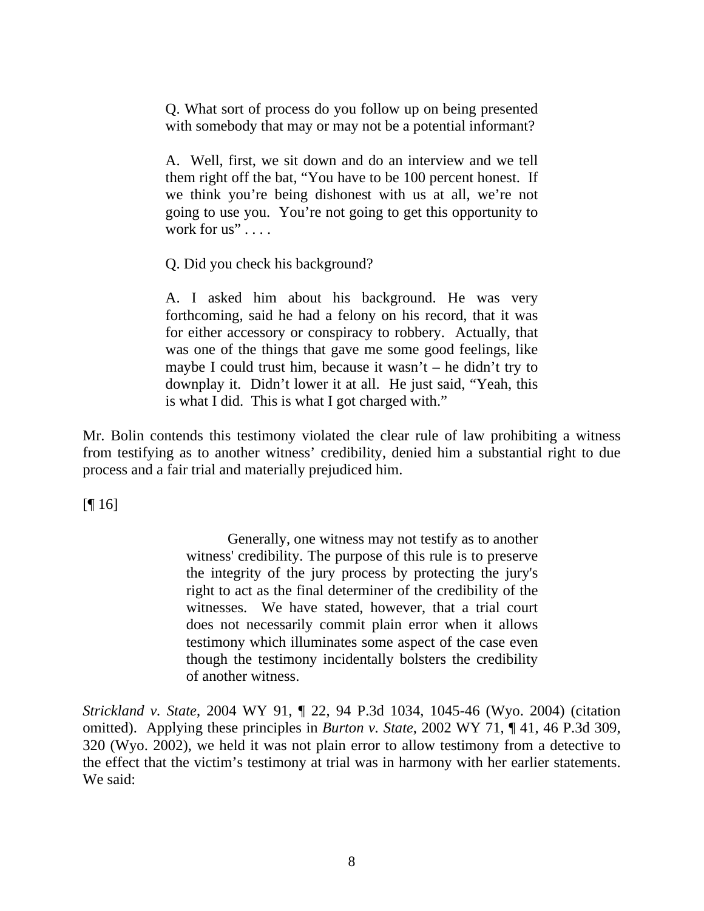> Q. What sort of process do you follow up on being presented with somebody that may or may not be a potential informant?
>
> A. Well, first, we sit down and do an interview and we tell them right off the bat, "You have to be 100 percent honest. If we think you're being dishonest with us at all, we're not going to use you. You're not going to get this opportunity to work for us" . . . .
>
> Q. Did you check his background?
>
> A. I asked him about his background. He was very forthcoming, said he had a felony on his record, that it was for either accessory or conspiracy to robbery. Actually, that was one of the things that gave me some good feelings, like maybe I could trust him, because it wasn't – he didn't try to downplay it. Didn't lower it at all. He just said, "Yeah, this is what I did. This is what I got charged with."

Mr. Bolin contends this testimony violated the clear rule of law prohibiting a witness from testifying as to another witness' credibility, denied him a substantial right to due process and a fair trial and materially prejudiced him.

[¶ 16]

> Generally, one witness may not testify as to another witness' credibility. The purpose of this rule is to preserve the integrity of the jury process by protecting the jury's right to act as the final determiner of the credibility of the witnesses. We have stated, however, that a trial court does not necessarily commit plain error when it allows testimony which illuminates some aspect of the case even though the testimony incidentally bolsters the credibility of another witness.

*Strickland v. State*, 2004 WY 91, ¶ 22, 94 P.3d 1034, 1045-46 (Wyo. 2004) (citation omitted). Applying these principles in *Burton v. State*, 2002 WY 71, ¶ 41, 46 P.3d 309, 320 (Wyo. 2002), we held it was not plain error to allow testimony from a detective to the effect that the victim's testimony at trial was in harmony with her earlier statements. We said: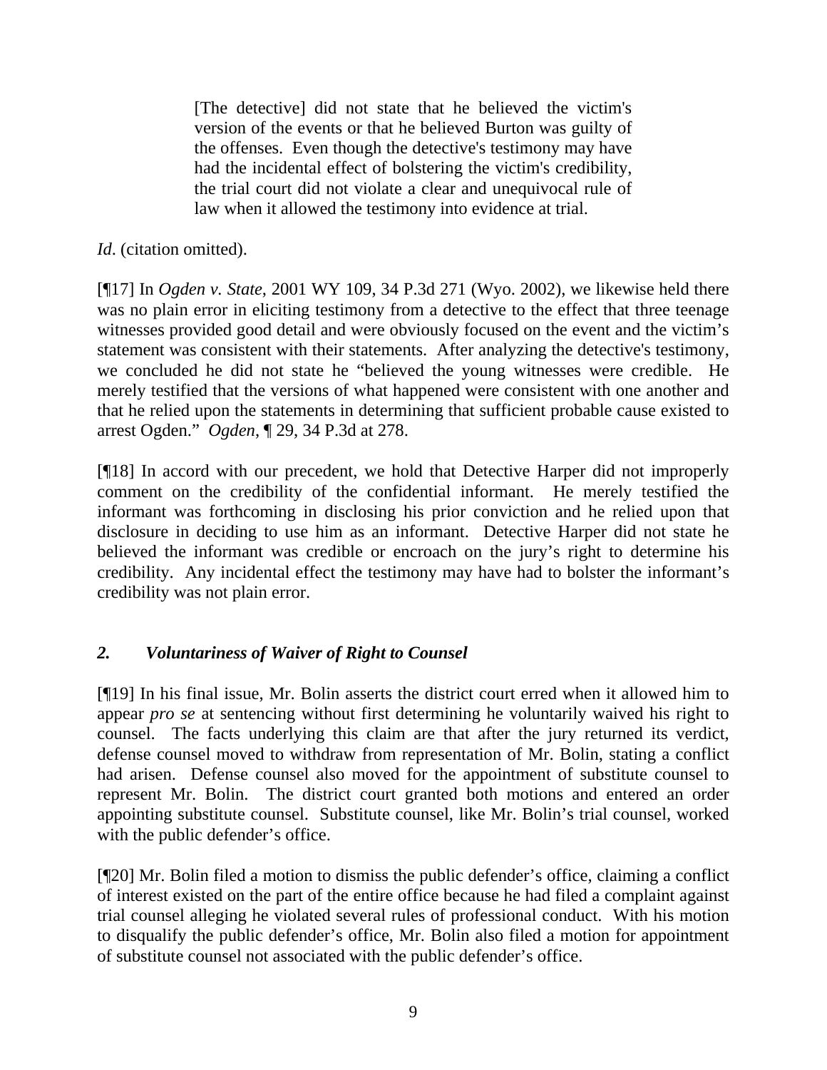> [The detective] did not state that he believed the victim's version of the events or that he believed Burton was guilty of the offenses. Even though the detective's testimony may have had the incidental effect of bolstering the victim's credibility, the trial court did not violate a clear and unequivocal rule of law when it allowed the testimony into evidence at trial.

*Id*. (citation omitted).

[¶17] In *Ogden v. State*, 2001 WY 109, 34 P.3d 271 (Wyo. 2002), we likewise held there was no plain error in eliciting testimony from a detective to the effect that three teenage witnesses provided good detail and were obviously focused on the event and the victim's statement was consistent with their statements. After analyzing the detective's testimony, we concluded he did not state he "believed the young witnesses were credible. He merely testified that the versions of what happened were consistent with one another and that he relied upon the statements in determining that sufficient probable cause existed to arrest Ogden." *Ogden*, ¶ 29, 34 P.3d at 278.

[¶18] In accord with our precedent, we hold that Detective Harper did not improperly comment on the credibility of the confidential informant. He merely testified the informant was forthcoming in disclosing his prior conviction and he relied upon that disclosure in deciding to use him as an informant. Detective Harper did not state he believed the informant was credible or encroach on the jury's right to determine his credibility. Any incidental effect the testimony may have had to bolster the informant's credibility was not plain error.

### *2. Voluntariness of Waiver of Right to Counsel*

[¶19] In his final issue, Mr. Bolin asserts the district court erred when it allowed him to appear *pro se* at sentencing without first determining he voluntarily waived his right to counsel. The facts underlying this claim are that after the jury returned its verdict, defense counsel moved to withdraw from representation of Mr. Bolin, stating a conflict had arisen. Defense counsel also moved for the appointment of substitute counsel to represent Mr. Bolin. The district court granted both motions and entered an order appointing substitute counsel. Substitute counsel, like Mr. Bolin's trial counsel, worked with the public defender's office.

[¶20] Mr. Bolin filed a motion to dismiss the public defender's office, claiming a conflict of interest existed on the part of the entire office because he had filed a complaint against trial counsel alleging he violated several rules of professional conduct. With his motion to disqualify the public defender's office, Mr. Bolin also filed a motion for appointment of substitute counsel not associated with the public defender's office.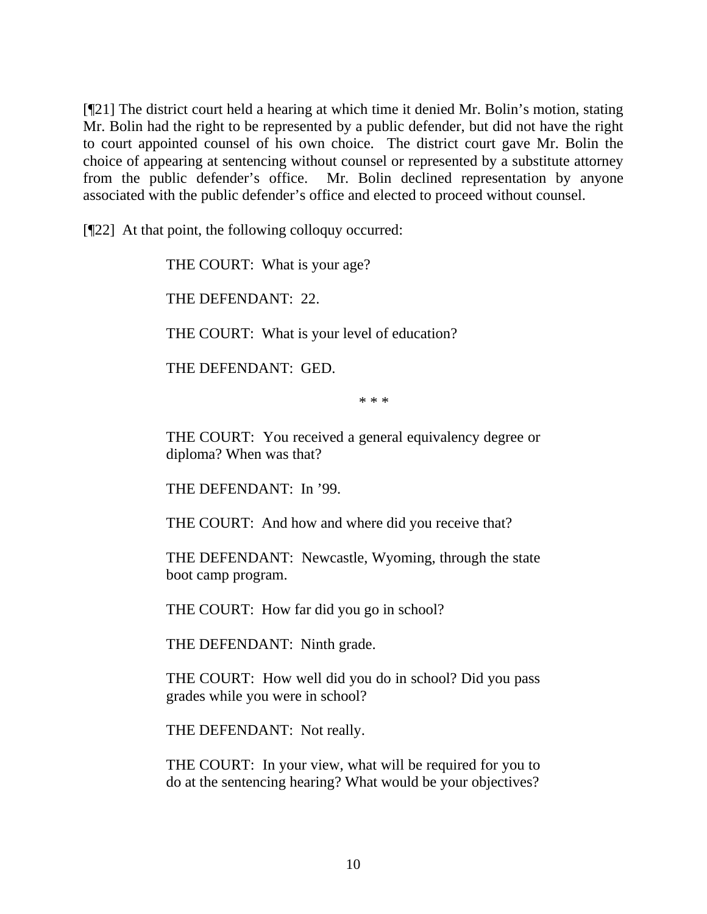[¶21] The district court held a hearing at which time it denied Mr. Bolin's motion, stating Mr. Bolin had the right to be represented by a public defender, but did not have the right to court appointed counsel of his own choice. The district court gave Mr. Bolin the choice of appearing at sentencing without counsel or represented by a substitute attorney from the public defender's office. Mr. Bolin declined representation by anyone associated with the public defender's office and elected to proceed without counsel.

[¶22] At that point, the following colloquy occurred:

> THE COURT: What is your age?
>
> THE DEFENDANT: 22.
>
> THE COURT: What is your level of education?
>
> THE DEFENDANT: GED.
>
> * * *
>
> THE COURT: You received a general equivalency degree or diploma? When was that?
>
> THE DEFENDANT: In '99.
>
> THE COURT: And how and where did you receive that?
>
> THE DEFENDANT: Newcastle, Wyoming, through the state boot camp program.
>
> THE COURT: How far did you go in school?
>
> THE DEFENDANT: Ninth grade.
>
> THE COURT: How well did you do in school? Did you pass grades while you were in school?
>
> THE DEFENDANT: Not really.
>
> THE COURT: In your view, what will be required for you to do at the sentencing hearing? What would be your objectives?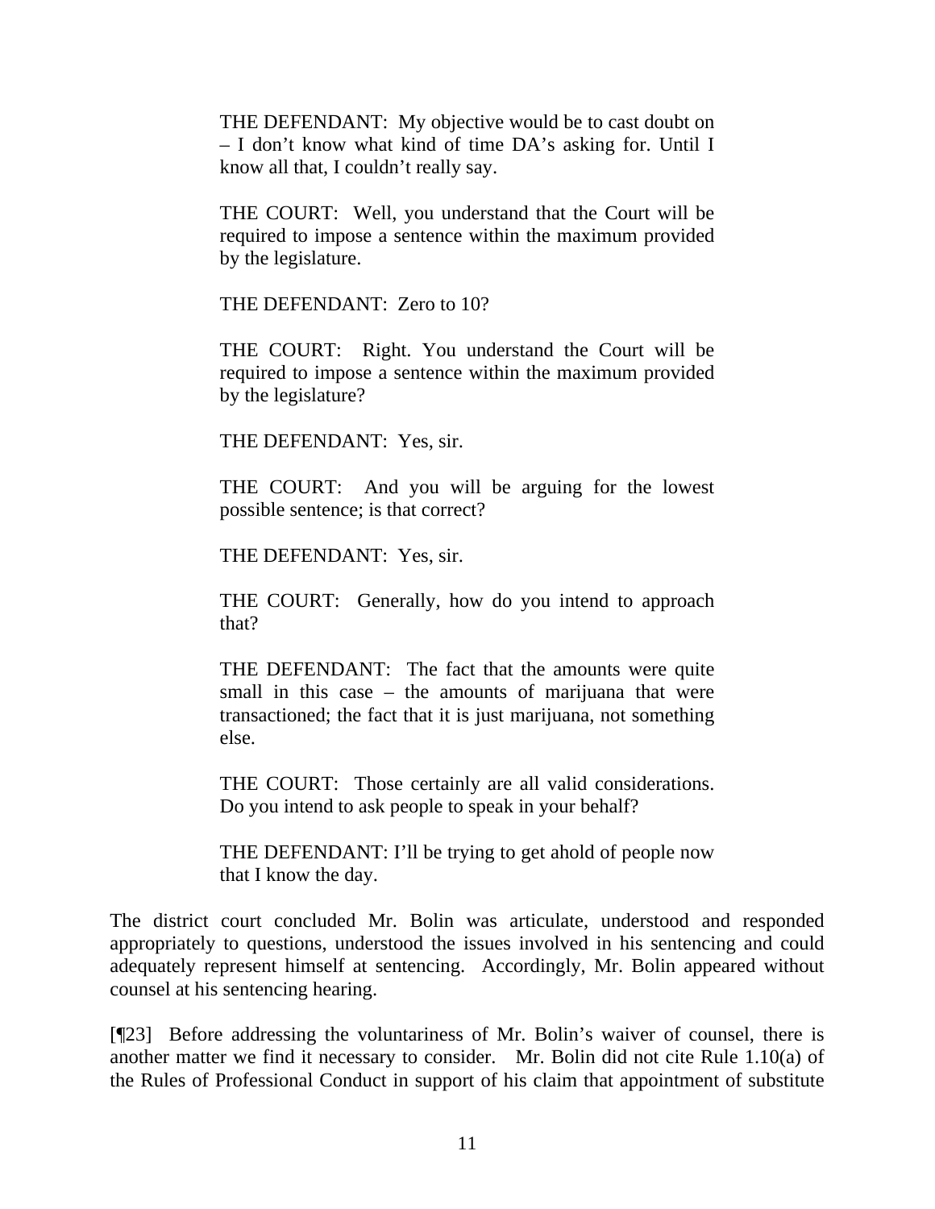> THE DEFENDANT: My objective would be to cast doubt on – I don't know what kind of time DA's asking for. Until I know all that, I couldn't really say.
>
> THE COURT: Well, you understand that the Court will be required to impose a sentence within the maximum provided by the legislature.
>
> THE DEFENDANT: Zero to 10?
>
> THE COURT: Right. You understand the Court will be required to impose a sentence within the maximum provided by the legislature?
>
> THE DEFENDANT: Yes, sir.
>
> THE COURT: And you will be arguing for the lowest possible sentence; is that correct?
>
> THE DEFENDANT: Yes, sir.
>
> THE COURT: Generally, how do you intend to approach that?
>
> THE DEFENDANT: The fact that the amounts were quite small in this case – the amounts of marijuana that were transactioned; the fact that it is just marijuana, not something else.
>
> THE COURT: Those certainly are all valid considerations. Do you intend to ask people to speak in your behalf?
>
> THE DEFENDANT: I'll be trying to get ahold of people now that I know the day.

The district court concluded Mr. Bolin was articulate, understood and responded appropriately to questions, understood the issues involved in his sentencing and could adequately represent himself at sentencing. Accordingly, Mr. Bolin appeared without counsel at his sentencing hearing.

[¶23] Before addressing the voluntariness of Mr. Bolin's waiver of counsel, there is another matter we find it necessary to consider. Mr. Bolin did not cite Rule 1.10(a) of the Rules of Professional Conduct in support of his claim that appointment of substitute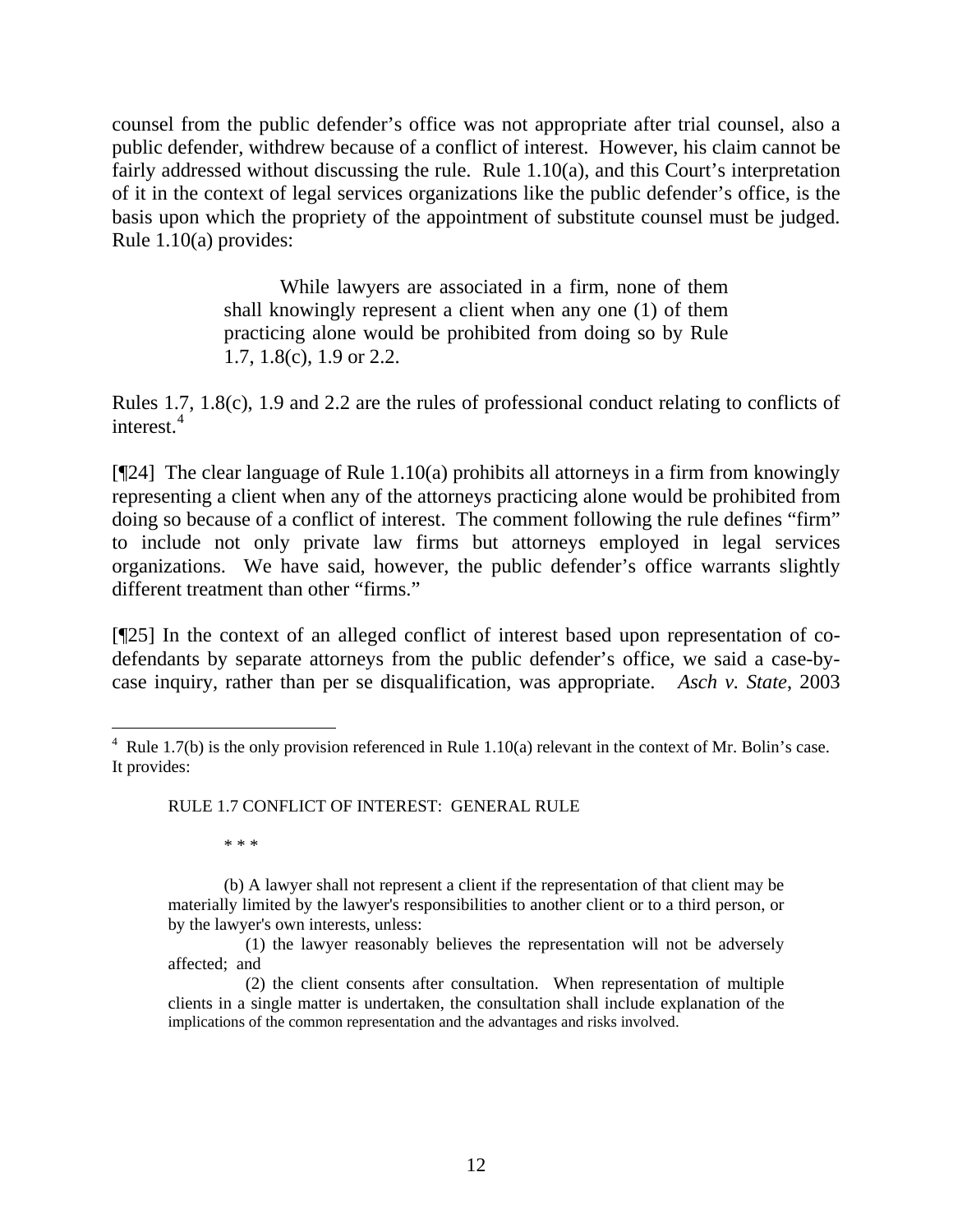counsel from the public defender's office was not appropriate after trial counsel, also a public defender, withdrew because of a conflict of interest. However, his claim cannot be fairly addressed without discussing the rule. Rule 1.10(a), and this Court's interpretation of it in the context of legal services organizations like the public defender's office, is the basis upon which the propriety of the appointment of substitute counsel must be judged. Rule 1.10(a) provides:

> While lawyers are associated in a firm, none of them shall knowingly represent a client when any one (1) of them practicing alone would be prohibited from doing so by Rule 1.7, 1.8(c), 1.9 or 2.2.

Rules 1.7, 1.8(c), 1.9 and 2.2 are the rules of professional conduct relating to conflicts of interest.[4]

[¶24] The clear language of Rule 1.10(a) prohibits all attorneys in a firm from knowingly representing a client when any of the attorneys practicing alone would be prohibited from doing so because of a conflict of interest. The comment following the rule defines "firm" to include not only private law firms but attorneys employed in legal services organizations. We have said, however, the public defender's office warrants slightly different treatment than other "firms."

[¶25] In the context of an alleged conflict of interest based upon representation of co-defendants by separate attorneys from the public defender's office, we said a case-by-case inquiry, rather than per se disqualification, was appropriate. *Asch v. State*, 2003

---

[4] Rule 1.7(b) is the only provision referenced in Rule 1.10(a) relevant in the context of Mr. Bolin's case. It provides:

> RULE 1.7 CONFLICT OF INTEREST: GENERAL RULE
>
> \* \* \*
>
> (b) A lawyer shall not represent a client if the representation of that client may be materially limited by the lawyer's responsibilities to another client or to a third person, or by the lawyer's own interests, unless:
>
> (1) the lawyer reasonably believes the representation will not be adversely affected; and
>
> (2) the client consents after consultation. When representation of multiple clients in a single matter is undertaken, the consultation shall include explanation of the implications of the common representation and the advantages and risks involved.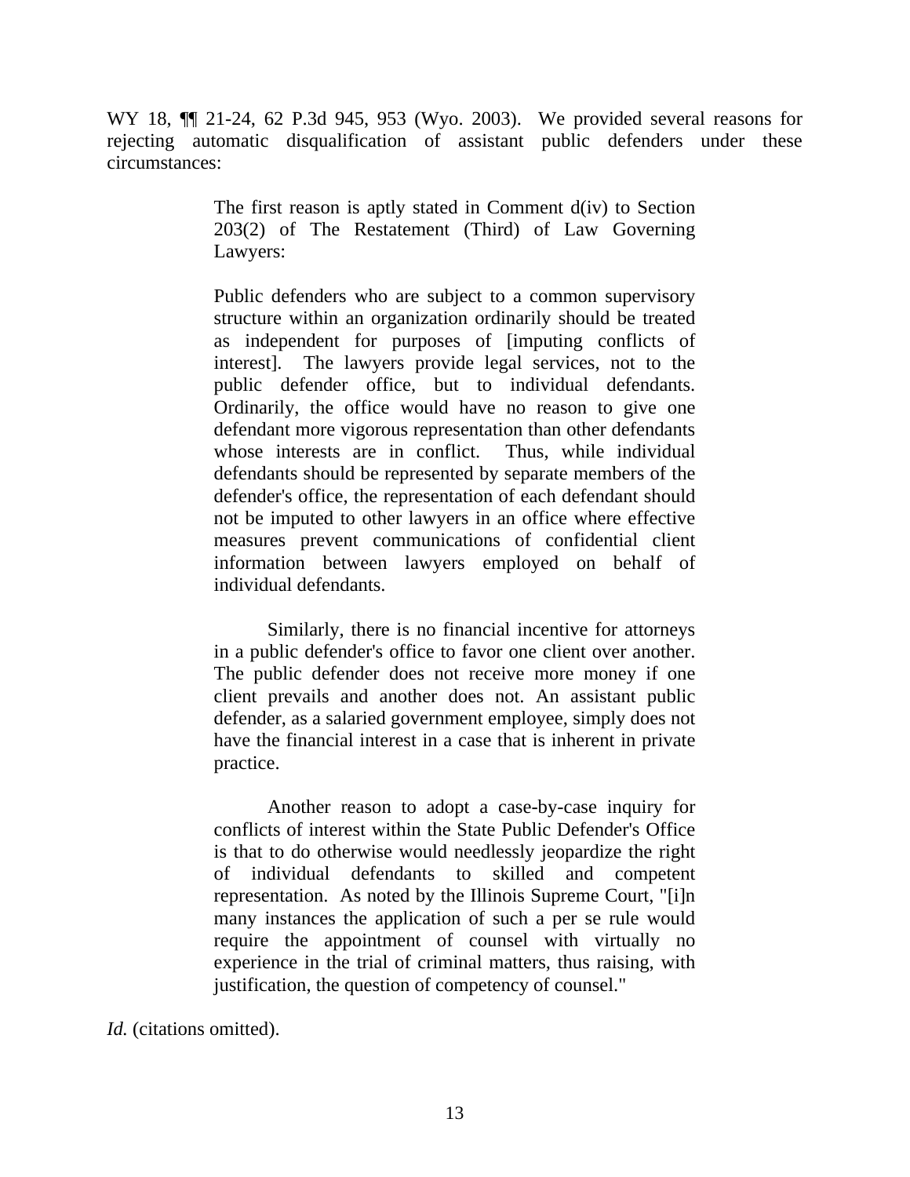WY 18, ¶¶ 21-24, 62 P.3d 945, 953 (Wyo. 2003). We provided several reasons for rejecting automatic disqualification of assistant public defenders under these circumstances:

> The first reason is aptly stated in Comment d(iv) to Section 203(2) of The Restatement (Third) of Law Governing Lawyers:
>
> Public defenders who are subject to a common supervisory structure within an organization ordinarily should be treated as independent for purposes of [imputing conflicts of interest]. The lawyers provide legal services, not to the public defender office, but to individual defendants. Ordinarily, the office would have no reason to give one defendant more vigorous representation than other defendants whose interests are in conflict. Thus, while individual defendants should be represented by separate members of the defender's office, the representation of each defendant should not be imputed to other lawyers in an office where effective measures prevent communications of confidential client information between lawyers employed on behalf of individual defendants.
>
> Similarly, there is no financial incentive for attorneys in a public defender's office to favor one client over another. The public defender does not receive more money if one client prevails and another does not. An assistant public defender, as a salaried government employee, simply does not have the financial interest in a case that is inherent in private practice.
>
> Another reason to adopt a case-by-case inquiry for conflicts of interest within the State Public Defender's Office is that to do otherwise would needlessly jeopardize the right of individual defendants to skilled and competent representation. As noted by the Illinois Supreme Court, "[i]n many instances the application of such a per se rule would require the appointment of counsel with virtually no experience in the trial of criminal matters, thus raising, with justification, the question of competency of counsel."

*Id.* (citations omitted).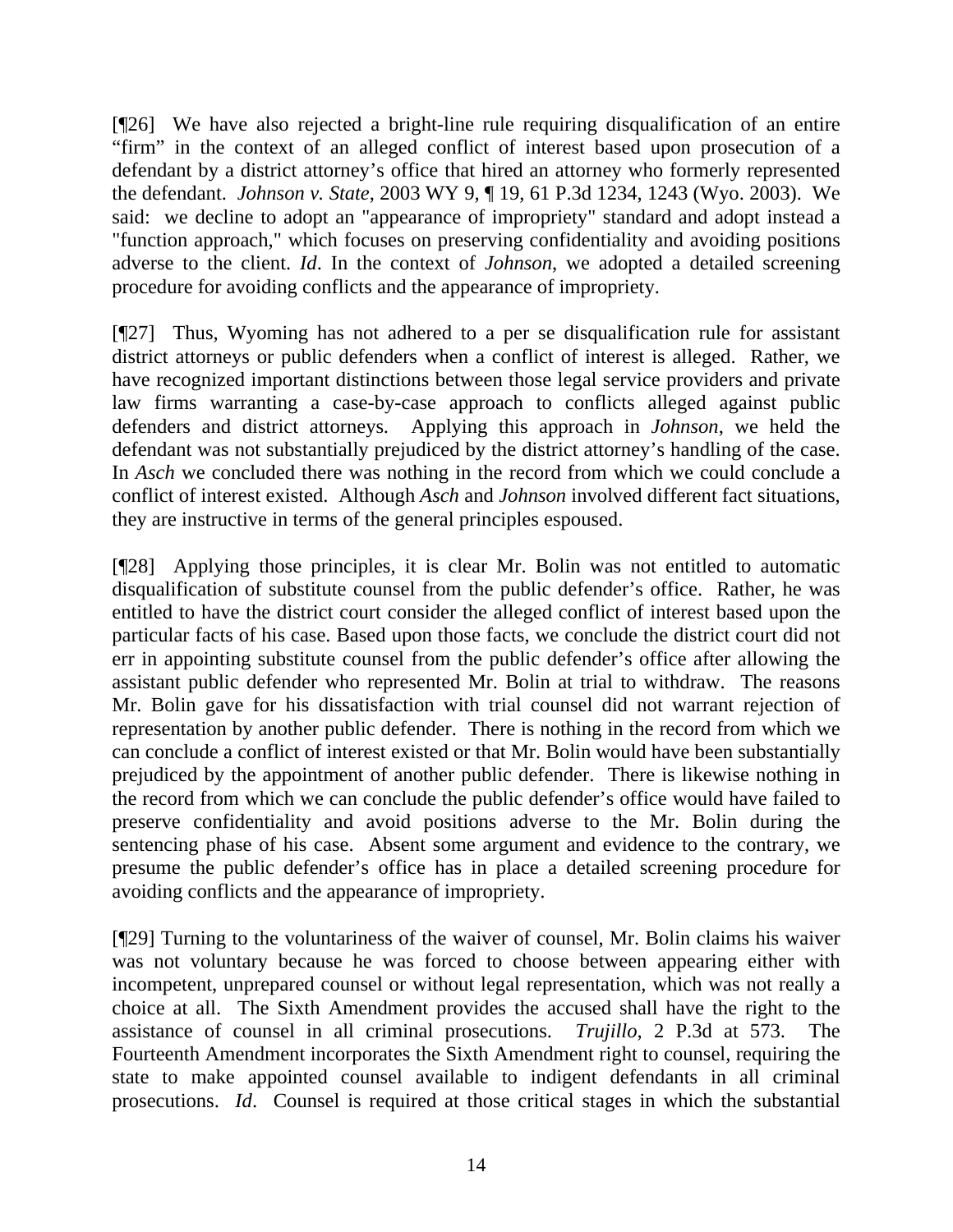[¶26] We have also rejected a bright-line rule requiring disqualification of an entire "firm" in the context of an alleged conflict of interest based upon prosecution of a defendant by a district attorney's office that hired an attorney who formerly represented the defendant. *Johnson v. State*, 2003 WY 9, ¶ 19, 61 P.3d 1234, 1243 (Wyo. 2003). We said: we decline to adopt an "appearance of impropriety" standard and adopt instead a "function approach," which focuses on preserving confidentiality and avoiding positions adverse to the client. *Id*. In the context of *Johnson*, we adopted a detailed screening procedure for avoiding conflicts and the appearance of impropriety.

[¶27] Thus, Wyoming has not adhered to a per se disqualification rule for assistant district attorneys or public defenders when a conflict of interest is alleged. Rather, we have recognized important distinctions between those legal service providers and private law firms warranting a case-by-case approach to conflicts alleged against public defenders and district attorneys. Applying this approach in *Johnson*, we held the defendant was not substantially prejudiced by the district attorney's handling of the case. In *Asch* we concluded there was nothing in the record from which we could conclude a conflict of interest existed. Although *Asch* and *Johnson* involved different fact situations, they are instructive in terms of the general principles espoused.

[¶28] Applying those principles, it is clear Mr. Bolin was not entitled to automatic disqualification of substitute counsel from the public defender's office. Rather, he was entitled to have the district court consider the alleged conflict of interest based upon the particular facts of his case. Based upon those facts, we conclude the district court did not err in appointing substitute counsel from the public defender's office after allowing the assistant public defender who represented Mr. Bolin at trial to withdraw. The reasons Mr. Bolin gave for his dissatisfaction with trial counsel did not warrant rejection of representation by another public defender. There is nothing in the record from which we can conclude a conflict of interest existed or that Mr. Bolin would have been substantially prejudiced by the appointment of another public defender. There is likewise nothing in the record from which we can conclude the public defender's office would have failed to preserve confidentiality and avoid positions adverse to the Mr. Bolin during the sentencing phase of his case. Absent some argument and evidence to the contrary, we presume the public defender's office has in place a detailed screening procedure for avoiding conflicts and the appearance of impropriety.

[¶29] Turning to the voluntariness of the waiver of counsel, Mr. Bolin claims his waiver was not voluntary because he was forced to choose between appearing either with incompetent, unprepared counsel or without legal representation, which was not really a choice at all. The Sixth Amendment provides the accused shall have the right to the assistance of counsel in all criminal prosecutions. *Trujillo*, 2 P.3d at 573. The Fourteenth Amendment incorporates the Sixth Amendment right to counsel, requiring the state to make appointed counsel available to indigent defendants in all criminal prosecutions. *Id*. Counsel is required at those critical stages in which the substantial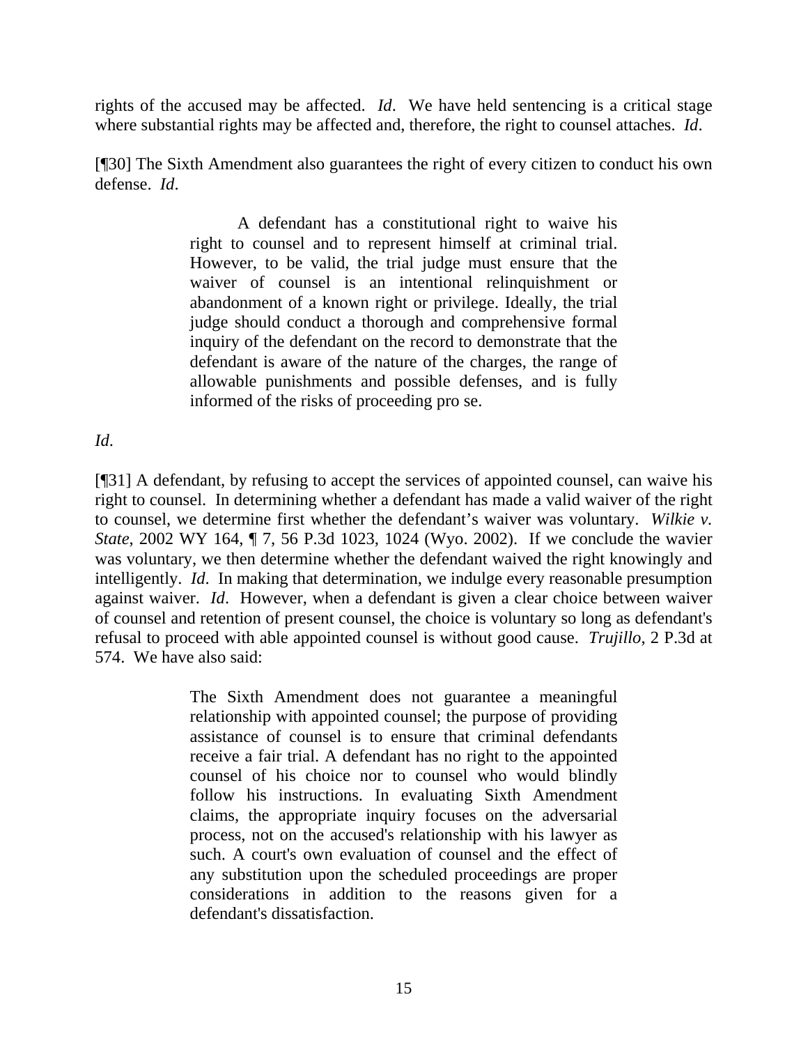rights of the accused may be affected. *Id*. We have held sentencing is a critical stage where substantial rights may be affected and, therefore, the right to counsel attaches. *Id*.

[¶30] The Sixth Amendment also guarantees the right of every citizen to conduct his own defense. *Id*.

> A defendant has a constitutional right to waive his right to counsel and to represent himself at criminal trial. However, to be valid, the trial judge must ensure that the waiver of counsel is an intentional relinquishment or abandonment of a known right or privilege. Ideally, the trial judge should conduct a thorough and comprehensive formal inquiry of the defendant on the record to demonstrate that the defendant is aware of the nature of the charges, the range of allowable punishments and possible defenses, and is fully informed of the risks of proceeding pro se.

*Id*.

[¶31] A defendant, by refusing to accept the services of appointed counsel, can waive his right to counsel. In determining whether a defendant has made a valid waiver of the right to counsel, we determine first whether the defendant's waiver was voluntary. *Wilkie v. State*, 2002 WY 164, ¶ 7, 56 P.3d 1023, 1024 (Wyo. 2002). If we conclude the wavier was voluntary, we then determine whether the defendant waived the right knowingly and intelligently. *Id*. In making that determination, we indulge every reasonable presumption against waiver. *Id*. However, when a defendant is given a clear choice between waiver of counsel and retention of present counsel, the choice is voluntary so long as defendant's refusal to proceed with able appointed counsel is without good cause. *Trujillo*, 2 P.3d at 574. We have also said:

> The Sixth Amendment does not guarantee a meaningful relationship with appointed counsel; the purpose of providing assistance of counsel is to ensure that criminal defendants receive a fair trial. A defendant has no right to the appointed counsel of his choice nor to counsel who would blindly follow his instructions. In evaluating Sixth Amendment claims, the appropriate inquiry focuses on the adversarial process, not on the accused's relationship with his lawyer as such. A court's own evaluation of counsel and the effect of any substitution upon the scheduled proceedings are proper considerations in addition to the reasons given for a defendant's dissatisfaction.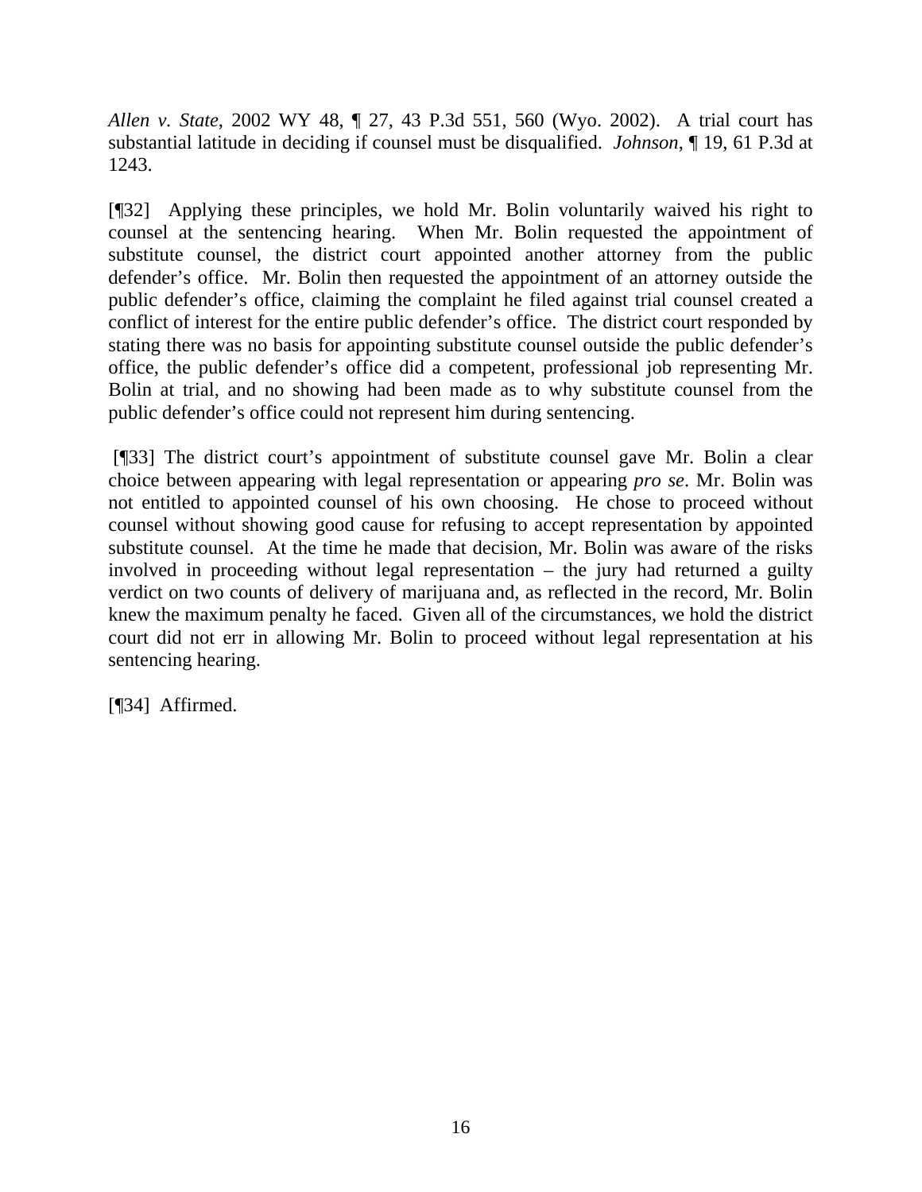*Allen v. State*, 2002 WY 48, ¶ 27, 43 P.3d 551, 560 (Wyo. 2002). A trial court has substantial latitude in deciding if counsel must be disqualified. *Johnson*, ¶ 19, 61 P.3d at 1243.

[¶32] Applying these principles, we hold Mr. Bolin voluntarily waived his right to counsel at the sentencing hearing. When Mr. Bolin requested the appointment of substitute counsel, the district court appointed another attorney from the public defender's office. Mr. Bolin then requested the appointment of an attorney outside the public defender's office, claiming the complaint he filed against trial counsel created a conflict of interest for the entire public defender's office. The district court responded by stating there was no basis for appointing substitute counsel outside the public defender's office, the public defender's office did a competent, professional job representing Mr. Bolin at trial, and no showing had been made as to why substitute counsel from the public defender's office could not represent him during sentencing.

[¶33] The district court's appointment of substitute counsel gave Mr. Bolin a clear choice between appearing with legal representation or appearing *pro se*. Mr. Bolin was not entitled to appointed counsel of his own choosing. He chose to proceed without counsel without showing good cause for refusing to accept representation by appointed substitute counsel. At the time he made that decision, Mr. Bolin was aware of the risks involved in proceeding without legal representation – the jury had returned a guilty verdict on two counts of delivery of marijuana and, as reflected in the record, Mr. Bolin knew the maximum penalty he faced. Given all of the circumstances, we hold the district court did not err in allowing Mr. Bolin to proceed without legal representation at his sentencing hearing.

[¶34] Affirmed.